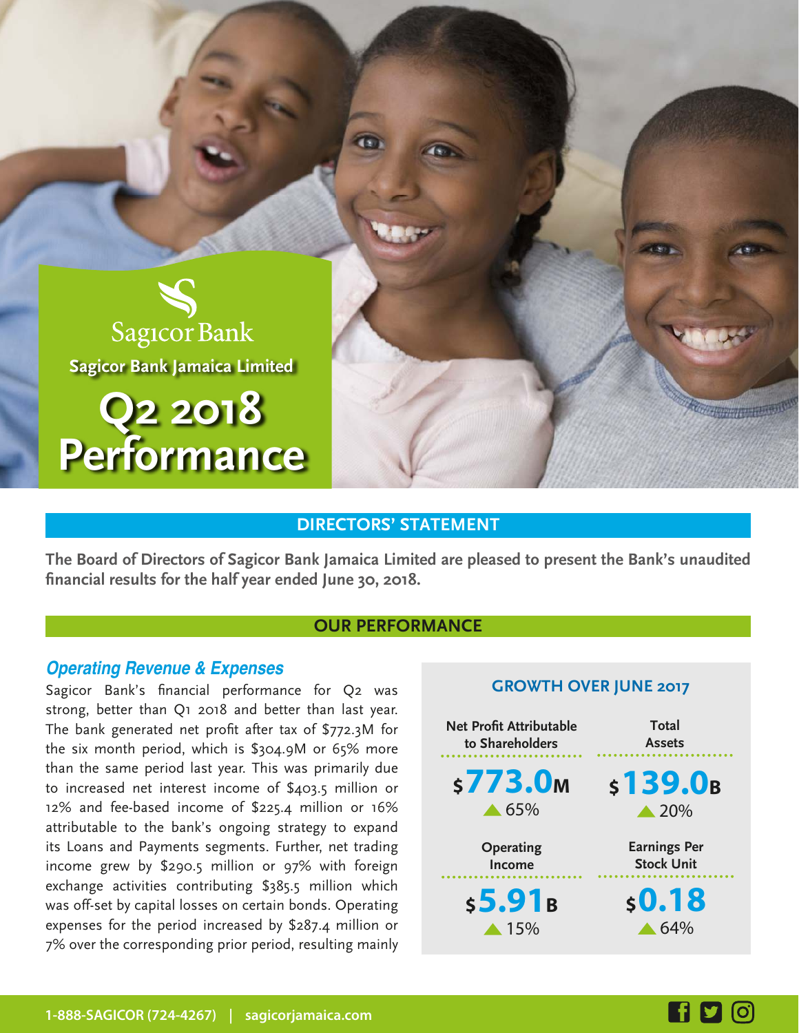Sagicor Bank

**Sagicor Bank Jamaica Limited**

# Q2 2018 Performance

## DIRECTORS' STATEMENT

**The Board of Directors of Sagicor Bank Jamaica Limited are pleased to present the Bank's unaudited financial results for the half year ended June 30, 2018.**

## OUR PERFORMANCE

### *Operating Revenue & Expenses*

Sagicor Bank's financial performance for Q2 was strong, better than Q1 2018 and better than last year. The bank generated net profit after tax of $772.3M for the six month period, which is $304.9M or 65% more than the same period last year. This was primarily due to increased net interest income of $403.5 million or 12% and fee-based income of $225.4 million or 16% attributable to the bank's ongoing strategy to expand its Loans and Payments segments. Further, net trading income grew by $290.5 million or 97% with foreign exchange activities contributing $385.5 million which was off-set by capital losses on certain bonds. Operating expenses for the period increased by $287.4 million or 7% over the corresponding prior period, resulting mainly

**GROWTH OVER JUNE 2017**

| Net Profit Attributable to Shareholders | Total Assets |
|---|---|
| $773.0M ▲ 65% | $139.0B ▲ 20% |

| Operating Income | Earnings Per Stock Unit |
|---|---|
| $5.91B ▲ 15% | $0.18 ▲ 64% |

1-888-SAGICOR (724-4267) | sagicorjamaica.com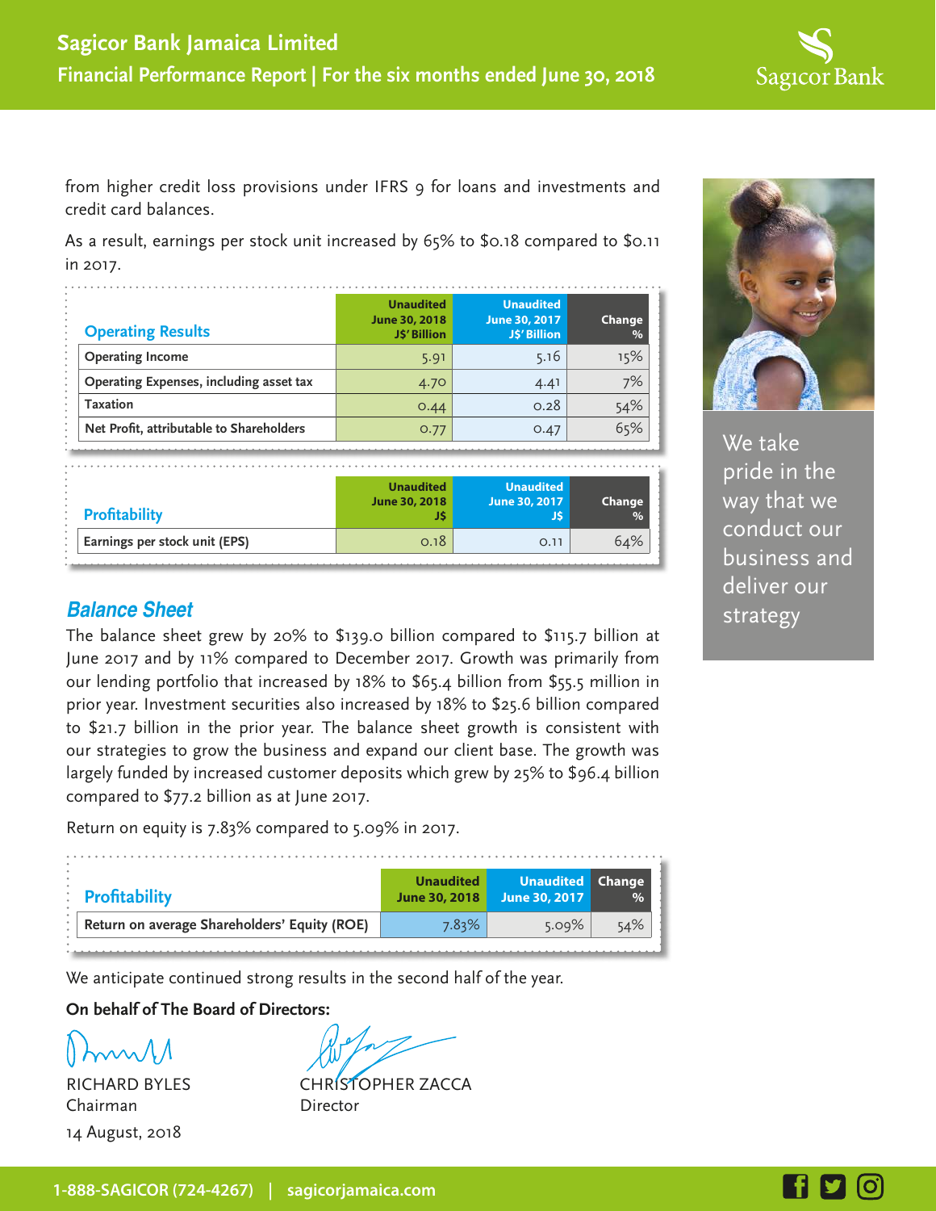from higher credit loss provisions under IFRS 9 for loans and investments and credit card balances.

As a result, earnings per stock unit increased by 65% to $0.18 compared to $0.11 in 2017.

| Operating Results | Unaudited June 30, 2018 J$' Billion | Unaudited June 30, 2017 J$' Billion | Change % |
|---|---|---|---|
| Operating Income | 5.91 | 5.16 | 15% |
| Operating Expenses, including asset tax | 4.70 | 4.41 | 7% |
| Taxation | 0.44 | 0.28 | 54% |
| Net Profit, attributable to Shareholders | 0.77 | 0.47 | 65% |

| Profitability | Unaudited June 30, 2018 J$ | Unaudited June 30, 2017 J$ | Change % |
|---|---|---|---|
| Earnings per stock unit (EPS) | 0.18 | 0.11 | 64% |

## *Balance Sheet*

The balance sheet grew by 20% to $139.0 billion compared to $115.7 billion at June 2017 and by 11% compared to December 2017. Growth was primarily from our lending portfolio that increased by 18% to $65.4 billion from $55.5 million in prior year. Investment securities also increased by 18% to $25.6 billion compared to $21.7 billion in the prior year. The balance sheet growth is consistent with our strategies to grow the business and expand our client base. The growth was largely funded by increased customer deposits which grew by 25% to $96.4 billion compared to $77.2 billion as at June 2017.

Return on equity is 7.83% compared to 5.09% in 2017.

| Profitability | Unaudited June 30, 2018 | Unaudited June 30, 2017 | Change % |
|---|---|---|---|
| Return on average Shareholders' Equity (ROE) | 7.83% | 5.09% | 54% |

We anticipate continued strong results in the second half of the year.

**On behalf of The Board of Directors:**

RICHARD BYLES
Chairman

CHRISTOPHER ZACCA
Director

14 August, 2018

We take pride in the way that we conduct our business and deliver our strategy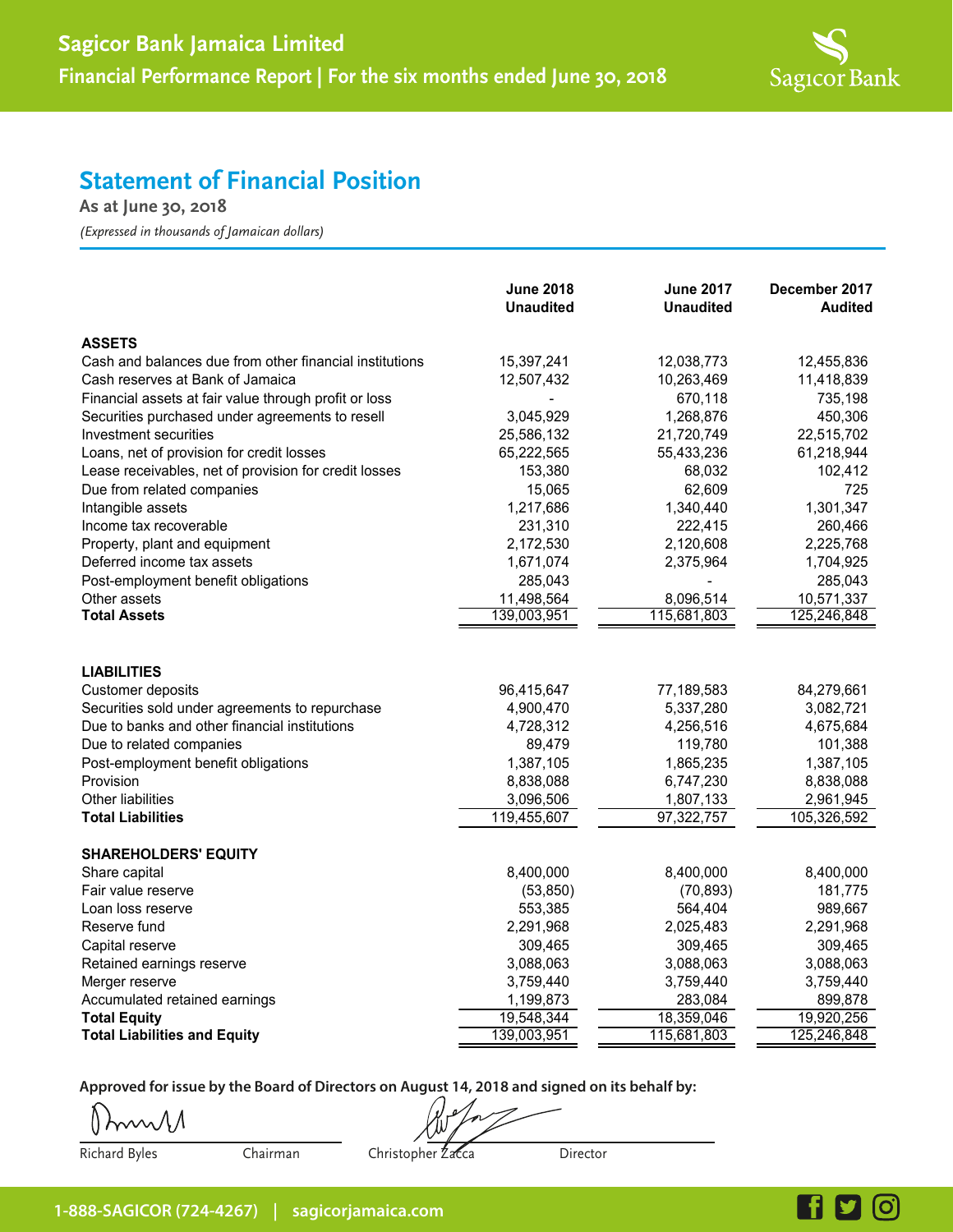# Sagicor Bank Jamaica Limited

## Financial Performance Report | For the six months ended June 30, 2018

## Statement of Financial Position

**As at June 30, 2018**

*(Expressed in thousands of Jamaican dollars)*

| | June 2018 Unaudited | June 2017 Unaudited | December 2017 Audited |
|---|---|---|---|
| **ASSETS** | | | |
| Cash and balances due from other financial institutions | 15,397,241 | 12,038,773 | 12,455,836 |
| Cash reserves at Bank of Jamaica | 12,507,432 | 10,263,469 | 11,418,839 |
| Financial assets at fair value through profit or loss | - | 670,118 | 735,198 |
| Securities purchased under agreements to resell | 3,045,929 | 1,268,876 | 450,306 |
| Investment securities | 25,586,132 | 21,720,749 | 22,515,702 |
| Loans, net of provision for credit losses | 65,222,565 | 55,433,236 | 61,218,944 |
| Lease receivables, net of provision for credit losses | 153,380 | 68,032 | 102,412 |
| Due from related companies | 15,065 | 62,609 | 725 |
| Intangible assets | 1,217,686 | 1,340,440 | 1,301,347 |
| Income tax recoverable | 231,310 | 222,415 | 260,466 |
| Property, plant and equipment | 2,172,530 | 2,120,608 | 2,225,768 |
| Deferred income tax assets | 1,671,074 | 2,375,964 | 1,704,925 |
| Post-employment benefit obligations | 285,043 | - | 285,043 |
| Other assets | 11,498,564 | 8,096,514 | 10,571,337 |
| **Total Assets** | 139,003,951 | 115,681,803 | 125,246,848 |
| **LIABILITIES** | | | |
| Customer deposits | 96,415,647 | 77,189,583 | 84,279,661 |
| Securities sold under agreements to repurchase | 4,900,470 | 5,337,280 | 3,082,721 |
| Due to banks and other financial institutions | 4,728,312 | 4,256,516 | 4,675,684 |
| Due to related companies | 89,479 | 119,780 | 101,388 |
| Post-employment benefit obligations | 1,387,105 | 1,865,235 | 1,387,105 |
| Provision | 8,838,088 | 6,747,230 | 8,838,088 |
| Other liabilities | 3,096,506 | 1,807,133 | 2,961,945 |
| **Total Liabilities** | 119,455,607 | 97,322,757 | 105,326,592 |
| **SHAREHOLDERS' EQUITY** | | | |
| Share capital | 8,400,000 | 8,400,000 | 8,400,000 |
| Fair value reserve | (53,850) | (70,893) | 181,775 |
| Loan loss reserve | 553,385 | 564,404 | 989,667 |
| Reserve fund | 2,291,968 | 2,025,483 | 2,291,968 |
| Capital reserve | 309,465 | 309,465 | 309,465 |
| Retained earnings reserve | 3,088,063 | 3,088,063 | 3,088,063 |
| Merger reserve | 3,759,440 | 3,759,440 | 3,759,440 |
| Accumulated retained earnings | 1,199,873 | 283,084 | 899,878 |
| **Total Equity** | 19,548,344 | 18,359,046 | 19,920,256 |
| **Total Liabilities and Equity** | 139,003,951 | 115,681,803 | 125,246,848 |

**Approved for issue by the Board of Directors on August 14, 2018 and signed on its behalf by:**

Richard Byles — Chairman

Christopher Zacca — Director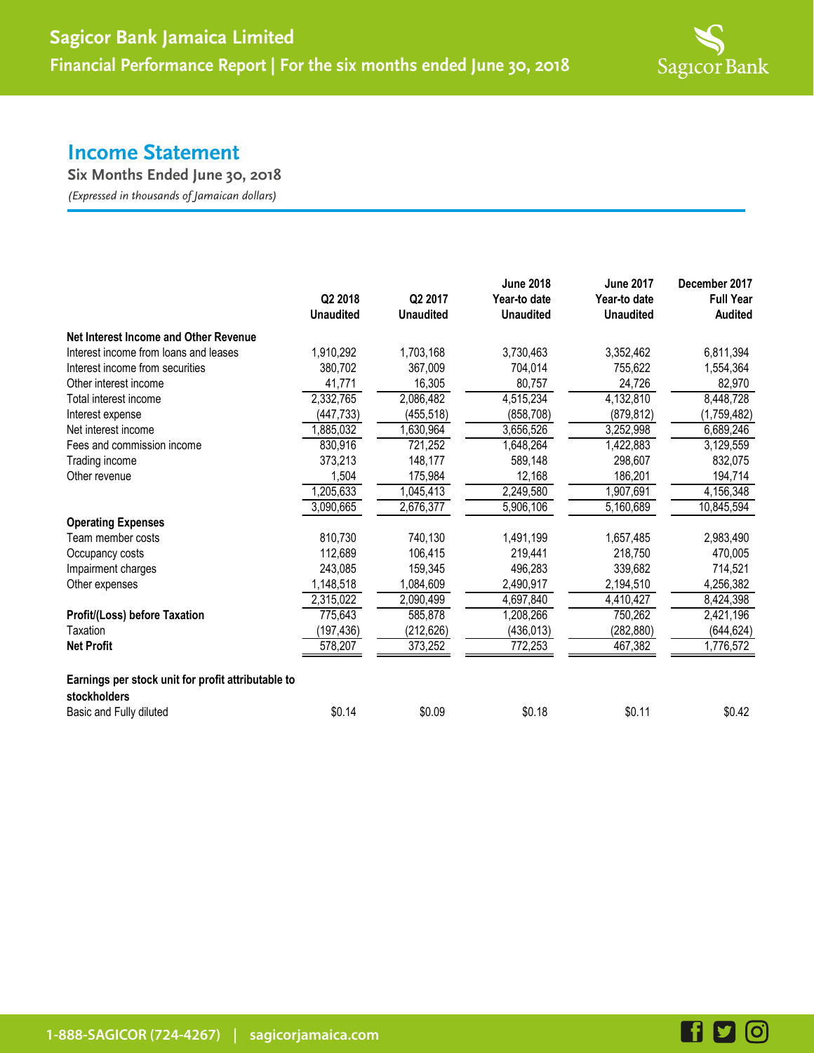## Income Statement

**Six Months Ended June 30, 2018**

*(Expressed in thousands of Jamaican dollars)*

| | Q2 2018 Unaudited | Q2 2017 Unaudited | June 2018 Year-to date Unaudited | June 2017 Year-to date Unaudited | December 2017 Full Year Audited |
|---|---|---|---|---|---|
| **Net Interest Income and Other Revenue** | | | | | |
| Interest income from loans and leases | 1,910,292 | 1,703,168 | 3,730,463 | 3,352,462 | 6,811,394 |
| Interest income from securities | 380,702 | 367,009 | 704,014 | 755,622 | 1,554,364 |
| Other interest income | 41,771 | 16,305 | 80,757 | 24,726 | 82,970 |
| Total interest income | 2,332,765 | 2,086,482 | 4,515,234 | 4,132,810 | 8,448,728 |
| Interest expense | (447,733) | (455,518) | (858,708) | (879,812) | (1,759,482) |
| Net interest income | 1,885,032 | 1,630,964 | 3,656,526 | 3,252,998 | 6,689,246 |
| Fees and commission income | 830,916 | 721,252 | 1,648,264 | 1,422,883 | 3,129,559 |
| Trading income | 373,213 | 148,177 | 589,148 | 298,607 | 832,075 |
| Other revenue | 1,504 | 175,984 | 12,168 | 186,201 | 194,714 |
| | 1,205,633 | 1,045,413 | 2,249,580 | 1,907,691 | 4,156,348 |
| | 3,090,665 | 2,676,377 | 5,906,106 | 5,160,689 | 10,845,594 |
| **Operating Expenses** | | | | | |
| Team member costs | 810,730 | 740,130 | 1,491,199 | 1,657,485 | 2,983,490 |
| Occupancy costs | 112,689 | 106,415 | 219,441 | 218,750 | 470,005 |
| Impairment charges | 243,085 | 159,345 | 496,283 | 339,682 | 714,521 |
| Other expenses | 1,148,518 | 1,084,609 | 2,490,917 | 2,194,510 | 4,256,382 |
| | 2,315,022 | 2,090,499 | 4,697,840 | 4,410,427 | 8,424,398 |
| **Profit/(Loss) before Taxation** | 775,643 | 585,878 | 1,208,266 | 750,262 | 2,421,196 |
| Taxation | (197,436) | (212,626) | (436,013) | (282,880) | (644,624) |
| **Net Profit** | 578,207 | 373,252 | 772,253 | 467,382 | 1,776,572 |
| | | | | | |
| **Earnings per stock unit for profit attributable to stockholders** | | | | | |
| Basic and Fully diluted | $0.14 | $0.09 | $0.18 | $0.11 | $0.42 |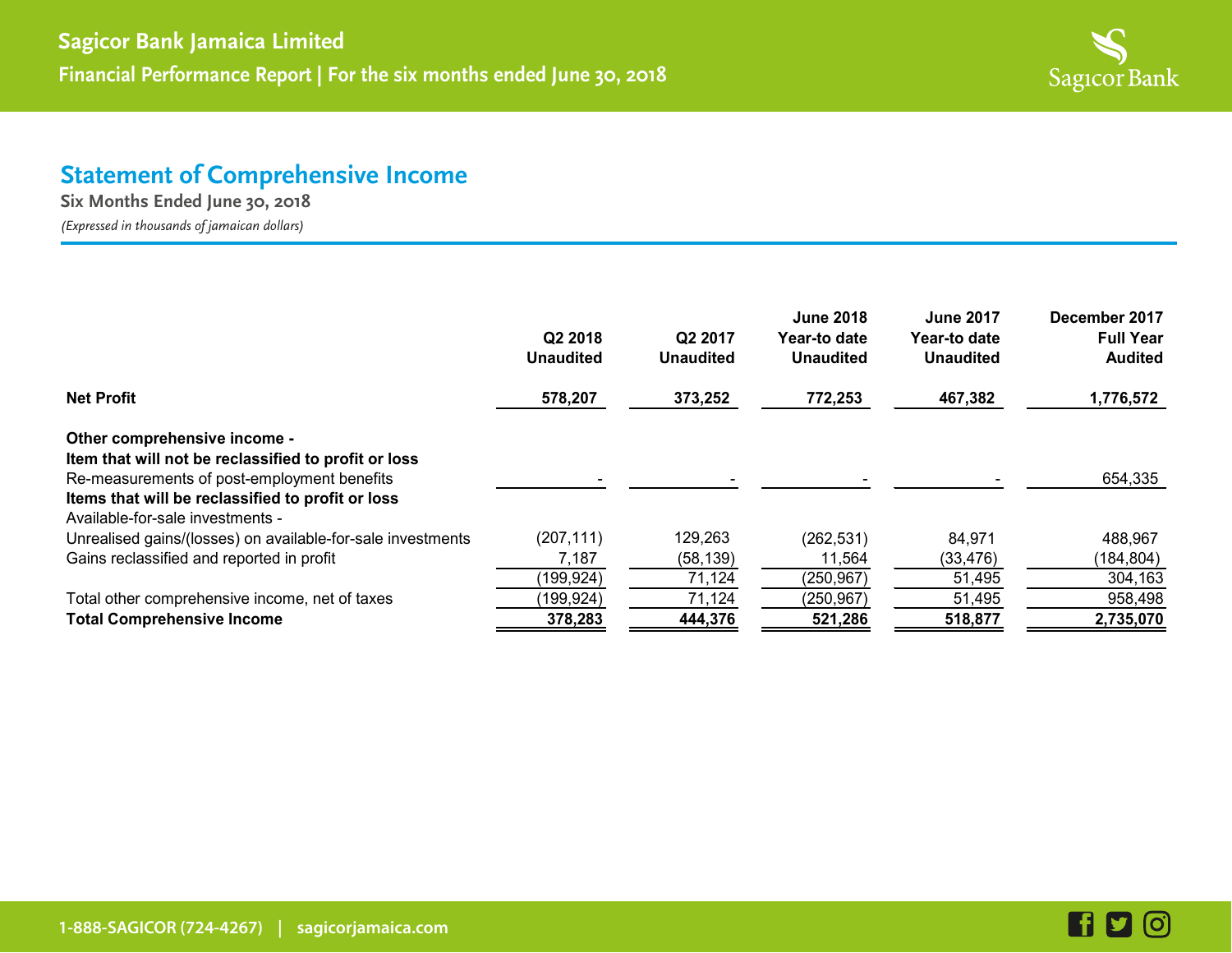## Statement of Comprehensive Income

**Six Months Ended June 30, 2018**

*(Expressed in thousands of jamaican dollars)*

| | Q2 2018 Unaudited | Q2 2017 Unaudited | June 2018 Year-to date Unaudited | June 2017 Year-to date Unaudited | December 2017 Full Year Audited |
|---|---|---|---|---|---|
| **Net Profit** | **578,207** | **373,252** | **772,253** | **467,382** | **1,776,572** |
| **Other comprehensive income -** | | | | | |
| **Item that will not be reclassified to profit or loss** | | | | | |
| Re-measurements of post-employment benefits | - | - | - | - | 654,335 |
| **Items that will be reclassified to profit or loss** | | | | | |
| Available-for-sale investments - | | | | | |
| Unrealised gains/(losses) on available-for-sale investments | (207,111) | 129,263 | (262,531) | 84,971 | 488,967 |
| Gains reclassified and reported in profit | 7,187 | (58,139) | 11,564 | (33,476) | (184,804) |
| | (199,924) | 71,124 | (250,967) | 51,495 | 304,163 |
| Total other comprehensive income, net of taxes | (199,924) | 71,124 | (250,967) | 51,495 | 958,498 |
| **Total Comprehensive Income** | **378,283** | **444,376** | **521,286** | **518,877** | **2,735,070** |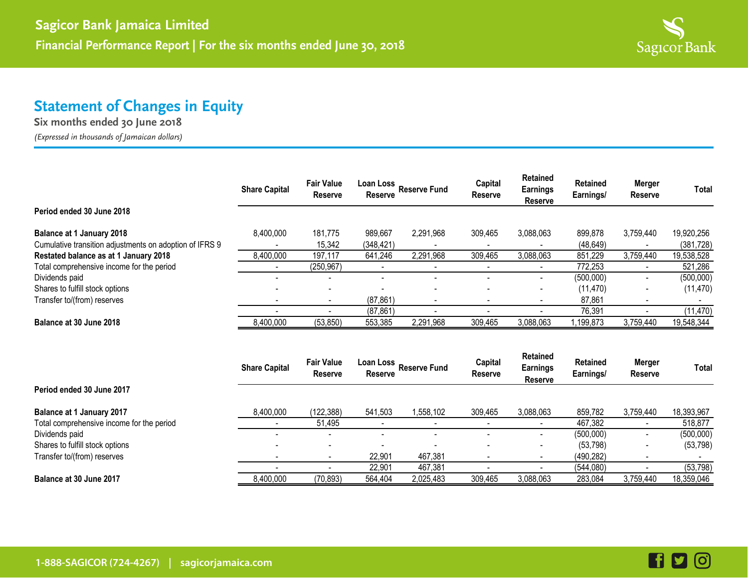## Statement of Changes in Equity

**Six months ended 30 June 2018**

*(Expressed in thousands of Jamaican dollars)*

| | Share Capital | Fair Value Reserve | Loan Loss Reserve | Reserve Fund | Capital Reserve | Retained Earnings Reserve | Retained Earnings/ | Merger Reserve | Total |
|---|---|---|---|---|---|---|---|---|---|
| **Period ended 30 June 2018** | | | | | | | | | |
| **Balance at 1 January 2018** | 8,400,000 | 181,775 | 989,667 | 2,291,968 | 309,465 | 3,088,063 | 899,878 | 3,759,440 | 19,920,256 |
| Cumulative transition adjustments on adoption of IFRS 9 | - | 15,342 | (348,421) | - | - | - | (48,649) | - | (381,728) |
| **Restated balance as at 1 January 2018** | 8,400,000 | 197,117 | 641,246 | 2,291,968 | 309,465 | 3,088,063 | 851,229 | 3,759,440 | 19,538,528 |
| Total comprehensive income for the period | - | (250,967) | - | - | - | - | 772,253 | - | 521,286 |
| Dividends paid | - | - | - | - | - | - | (500,000) | - | (500,000) |
| Shares to fulfill stock options | - | - | - | - | - | - | (11,470) | - | (11,470) |
| Transfer to/(from) reserves | - | - | (87,861) | - | - | - | 87,861 | - | - |
| | - | - | (87,861) | - | - | - | 76,391 | - | (11,470) |
| **Balance at 30 June 2018** | 8,400,000 | (53,850) | 553,385 | 2,291,968 | 309,465 | 3,088,063 | 1,199,873 | 3,759,440 | 19,548,344 |

| | Share Capital | Fair Value Reserve | Loan Loss Reserve | Reserve Fund | Capital Reserve | Retained Earnings Reserve | Retained Earnings/ | Merger Reserve | Total |
|---|---|---|---|---|---|---|---|---|---|
| **Period ended 30 June 2017** | | | | | | | | | |
| **Balance at 1 January 2017** | 8,400,000 | (122,388) | 541,503 | 1,558,102 | 309,465 | 3,088,063 | 859,782 | 3,759,440 | 18,393,967 |
| Total comprehensive income for the period | - | 51,495 | - | - | - | - | 467,382 | - | 518,877 |
| Dividends paid | - | - | - | - | - | - | (500,000) | - | (500,000) |
| Shares to fulfill stock options | - | - | - | - | - | - | (53,798) | - | (53,798) |
| Transfer to/(from) reserves | - | - | 22,901 | 467,381 | - | - | (490,282) | - | - |
| | - | - | 22,901 | 467,381 | - | - | (544,080) | - | (53,798) |
| **Balance at 30 June 2017** | 8,400,000 | (70,893) | 564,404 | 2,025,483 | 309,465 | 3,088,063 | 283,084 | 3,759,440 | 18,359,046 |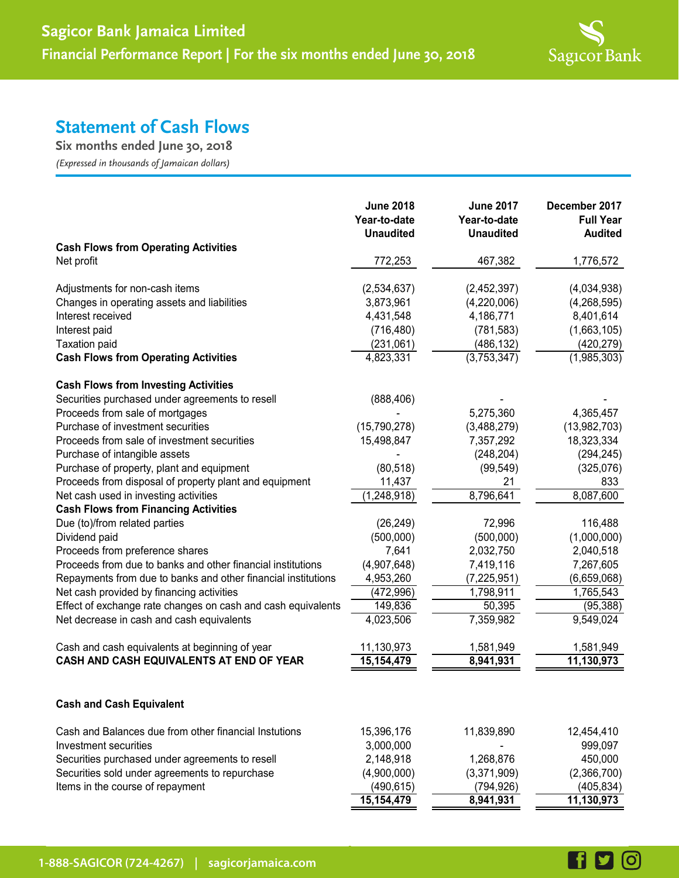# Sagicor Bank Jamaica Limited

## Financial Performance Report | For the six months ended June 30, 2018

## Statement of Cash Flows

**Six months ended June 30, 2018**

*(Expressed in thousands of Jamaican dollars)*

| | June 2018 Year-to-date Unaudited | June 2017 Year-to-date Unaudited | December 2017 Full Year Audited |
|---|---|---|---|
| **Cash Flows from Operating Activities** | | | |
| Net profit | 772,253 | 467,382 | 1,776,572 |
| | | | |
| Adjustments for non-cash items | (2,534,637) | (2,452,397) | (4,034,938) |
| Changes in operating assets and liabilities | 3,873,961 | (4,220,006) | (4,268,595) |
| Interest received | 4,431,548 | 4,186,771 | 8,401,614 |
| Interest paid | (716,480) | (781,583) | (1,663,105) |
| Taxation paid | (231,061) | (486,132) | (420,279) |
| **Cash Flows from Operating Activities** | 4,823,331 | (3,753,347) | (1,985,303) |
| | | | |
| **Cash Flows from Investing Activities** | | | |
| Securities purchased under agreements to resell | (888,406) | - | - |
| Proceeds from sale of mortgages | - | 5,275,360 | 4,365,457 |
| Purchase of investment securities | (15,790,278) | (3,488,279) | (13,982,703) |
| Proceeds from sale of investment securities | 15,498,847 | 7,357,292 | 18,323,334 |
| Purchase of intangible assets | - | (248,204) | (294,245) |
| Purchase of property, plant and equipment | (80,518) | (99,549) | (325,076) |
| Proceeds from disposal of property plant and equipment | 11,437 | 21 | 833 |
| Net cash used in investing activities | (1,248,918) | 8,796,641 | 8,087,600 |
| **Cash Flows from Financing Activities** | | | |
| Due (to)/from related parties | (26,249) | 72,996 | 116,488 |
| Dividend paid | (500,000) | (500,000) | (1,000,000) |
| Proceeds from preference shares | 7,641 | 2,032,750 | 2,040,518 |
| Proceeds from due to banks and other financial institutions | (4,907,648) | 7,419,116 | 7,267,605 |
| Repayments from due to banks and other financial institutions | 4,953,260 | (7,225,951) | (6,659,068) |
| Net cash provided by financing activities | (472,996) | 1,798,911 | 1,765,543 |
| Effect of exchange rate changes on cash and cash equivalents | 149,836 | 50,395 | (95,388) |
| Net decrease in cash and cash equivalents | 4,023,506 | 7,359,982 | 9,549,024 |
| | | | |
| Cash and cash equivalents at beginning of year | 11,130,973 | 1,581,949 | 1,581,949 |
| **CASH AND CASH EQUIVALENTS AT END OF YEAR** | **15,154,479** | **8,941,931** | **11,130,973** |
| | | | |
| **Cash and Cash Equivalent** | | | |
| | | | |
| Cash and Balances due from other financial Instutions | 15,396,176 | 11,839,890 | 12,454,410 |
| Investment securities | 3,000,000 | - | 999,097 |
| Securities purchased under agreements to resell | 2,148,918 | 1,268,876 | 450,000 |
| Securities sold under agreements to repurchase | (4,900,000) | (3,371,909) | (2,366,700) |
| Items in the course of repayment | (490,615) | (794,926) | (405,834) |
| | **15,154,479** | **8,941,931** | **11,130,973** |

1-888-SAGICOR (724-4267) | sagicorjamaica.com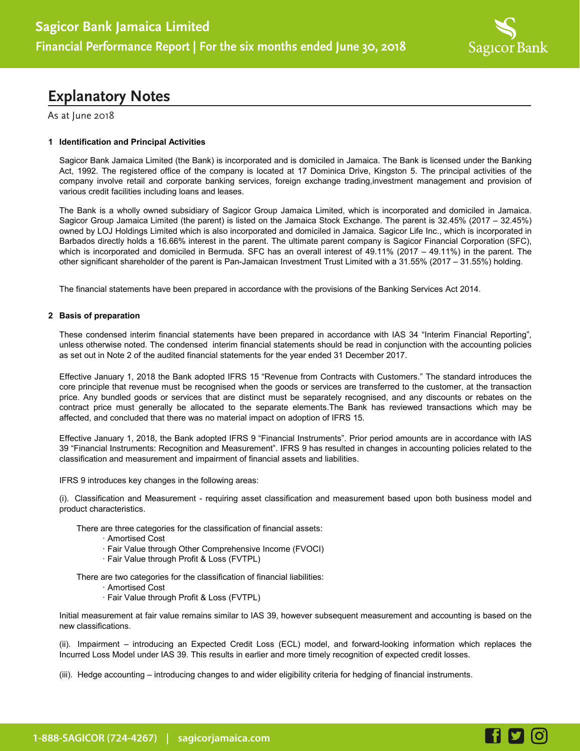## Explanatory Notes

As at June 2018

**1 Identification and Principal Activities**

Sagicor Bank Jamaica Limited (the Bank) is incorporated and is domiciled in Jamaica. The Bank is licensed under the Banking Act, 1992. The registered office of the company is located at 17 Dominica Drive, Kingston 5. The principal activities of the company involve retail and corporate banking services, foreign exchange trading,investment management and provision of various credit facilities including loans and leases.

The Bank is a wholly owned subsidiary of Sagicor Group Jamaica Limited, which is incorporated and domiciled in Jamaica. Sagicor Group Jamaica Limited (the parent) is listed on the Jamaica Stock Exchange. The parent is 32.45% (2017 – 32.45%) owned by LOJ Holdings Limited which is also incorporated and domiciled in Jamaica. Sagicor Life Inc., which is incorporated in Barbados directly holds a 16.66% interest in the parent. The ultimate parent company is Sagicor Financial Corporation (SFC), which is incorporated and domiciled in Bermuda. SFC has an overall interest of 49.11% (2017 – 49.11%) in the parent. The other significant shareholder of the parent is Pan-Jamaican Investment Trust Limited with a 31.55% (2017 – 31.55%) holding.

The financial statements have been prepared in accordance with the provisions of the Banking Services Act 2014.

**2 Basis of preparation**

These condensed interim financial statements have been prepared in accordance with IAS 34 "Interim Financial Reporting", unless otherwise noted. The condensed interim financial statements should be read in conjunction with the accounting policies as set out in Note 2 of the audited financial statements for the year ended 31 December 2017.

Effective January 1, 2018 the Bank adopted IFRS 15 "Revenue from Contracts with Customers." The standard introduces the core principle that revenue must be recognised when the goods or services are transferred to the customer, at the transaction price. Any bundled goods or services that are distinct must be separately recognised, and any discounts or rebates on the contract price must generally be allocated to the separate elements.The Bank has reviewed transactions which may be affected, and concluded that there was no material impact on adoption of IFRS 15.

Effective January 1, 2018, the Bank adopted IFRS 9 "Financial Instruments". Prior period amounts are in accordance with IAS 39 "Financial Instruments: Recognition and Measurement". IFRS 9 has resulted in changes in accounting policies related to the classification and measurement and impairment of financial assets and liabilities.

IFRS 9 introduces key changes in the following areas:

(i). Classification and Measurement - requiring asset classification and measurement based upon both business model and product characteristics.

There are three categories for the classification of financial assets:
- Amortised Cost
- Fair Value through Other Comprehensive Income (FVOCI)
- Fair Value through Profit & Loss (FVTPL)

There are two categories for the classification of financial liabilities:
- Amortised Cost
- Fair Value through Profit & Loss (FVTPL)

Initial measurement at fair value remains similar to IAS 39, however subsequent measurement and accounting is based on the new classifications.

(ii). Impairment – introducing an Expected Credit Loss (ECL) model, and forward-looking information which replaces the Incurred Loss Model under IAS 39. This results in earlier and more timely recognition of expected credit losses.

(iii). Hedge accounting – introducing changes to and wider eligibility criteria for hedging of financial instruments.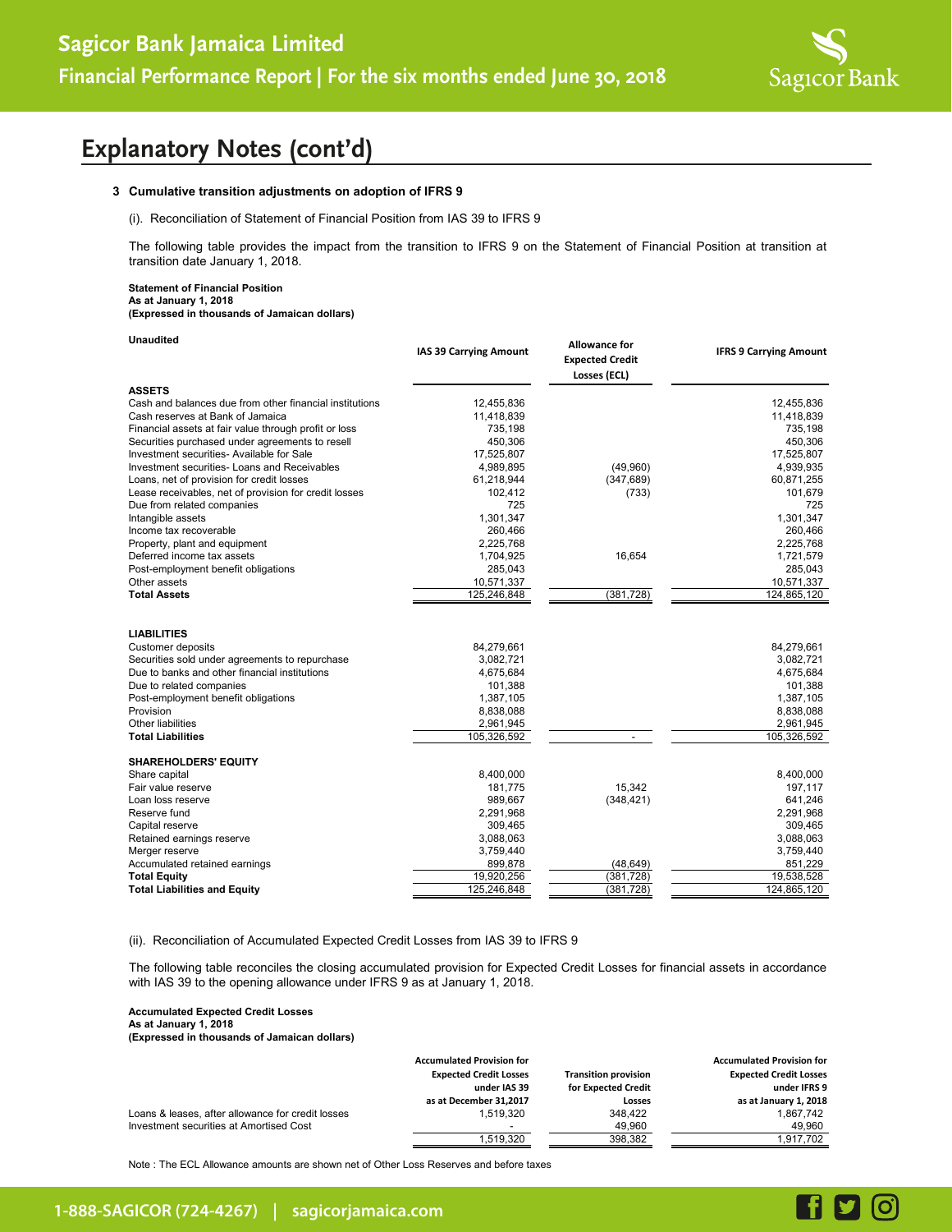## Explanatory Notes (cont'd)

### 3 Cumulative transition adjustments on adoption of IFRS 9

(i). Reconciliation of Statement of Financial Position from IAS 39 to IFRS 9

The following table provides the impact from the transition to IFRS 9 on the Statement of Financial Position at transition at transition date January 1, 2018.

**Statement of Financial Position**
**As at January 1, 2018**
**(Expressed in thousands of Jamaican dollars)**

**Unaudited**

| | IAS 39 Carrying Amount | Allowance for Expected Credit Losses (ECL) | IFRS 9 Carrying Amount |
|---|---|---|---|
| **ASSETS** | | | |
| Cash and balances due from other financial institutions | 12,455,836 | | 12,455,836 |
| Cash reserves at Bank of Jamaica | 11,418,839 | | 11,418,839 |
| Financial assets at fair value through profit or loss | 735,198 | | 735,198 |
| Securities purchased under agreements to resell | 450,306 | | 450,306 |
| Investment securities- Available for Sale | 17,525,807 | | 17,525,807 |
| Investment securities- Loans and Receivables | 4,989,895 | (49,960) | 4,939,935 |
| Loans, net of provision for credit losses | 61,218,944 | (347,689) | 60,871,255 |
| Lease receivables, net of provision for credit losses | 102,412 | (733) | 101,679 |
| Due from related companies | 725 | | 725 |
| Intangible assets | 1,301,347 | | 1,301,347 |
| Income tax recoverable | 260,466 | | 260,466 |
| Property, plant and equipment | 2,225,768 | | 2,225,768 |
| Deferred income tax assets | 1,704,925 | 16,654 | 1,721,579 |
| Post-employment benefit obligations | 285,043 | | 285,043 |
| Other assets | 10,571,337 | | 10,571,337 |
| **Total Assets** | 125,246,848 | (381,728) | 124,865,120 |
| | | | |
| **LIABILITIES** | | | |
| Customer deposits | 84,279,661 | | 84,279,661 |
| Securities sold under agreements to repurchase | 3,082,721 | | 3,082,721 |
| Due to banks and other financial institutions | 4,675,684 | | 4,675,684 |
| Due to related companies | 101,388 | | 101,388 |
| Post-employment benefit obligations | 1,387,105 | | 1,387,105 |
| Provision | 8,838,088 | | 8,838,088 |
| Other liabilities | 2,961,945 | | 2,961,945 |
| **Total Liabilities** | 105,326,592 | - | 105,326,592 |
| | | | |
| **SHAREHOLDERS' EQUITY** | | | |
| Share capital | 8,400,000 | | 8,400,000 |
| Fair value reserve | 181,775 | 15,342 | 197,117 |
| Loan loss reserve | 989,667 | (348,421) | 641,246 |
| Reserve fund | 2,291,968 | | 2,291,968 |
| Capital reserve | 309,465 | | 309,465 |
| Retained earnings reserve | 3,088,063 | | 3,088,063 |
| Merger reserve | 3,759,440 | | 3,759,440 |
| Accumulated retained earnings | 899,878 | (48,649) | 851,229 |
| **Total Equity** | 19,920,256 | (381,728) | 19,538,528 |
| **Total Liabilities and Equity** | 125,246,848 | (381,728) | 124,865,120 |

(ii). Reconciliation of Accumulated Expected Credit Losses from IAS 39 to IFRS 9

The following table reconciles the closing accumulated provision for Expected Credit Losses for financial assets in accordance with IAS 39 to the opening allowance under IFRS 9 as at January 1, 2018.

**Accumulated Expected Credit Losses**
**As at January 1, 2018**
**(Expressed in thousands of Jamaican dollars)**

| | Accumulated Provision for Expected Credit Losses under IAS 39 as at December 31,2017 | Transition provision for Expected Credit Losses | Accumulated Provision for Expected Credit Losses under IFRS 9 as at January 1, 2018 |
|---|---|---|---|
| Loans & leases, after allowance for credit losses | 1,519,320 | 348,422 | 1,867,742 |
| Investment securities at Amortised Cost | - | 49,960 | 49,960 |
| | 1,519,320 | 398,382 | 1,917,702 |

Note : The ECL Allowance amounts are shown net of Other Loss Reserves and before taxes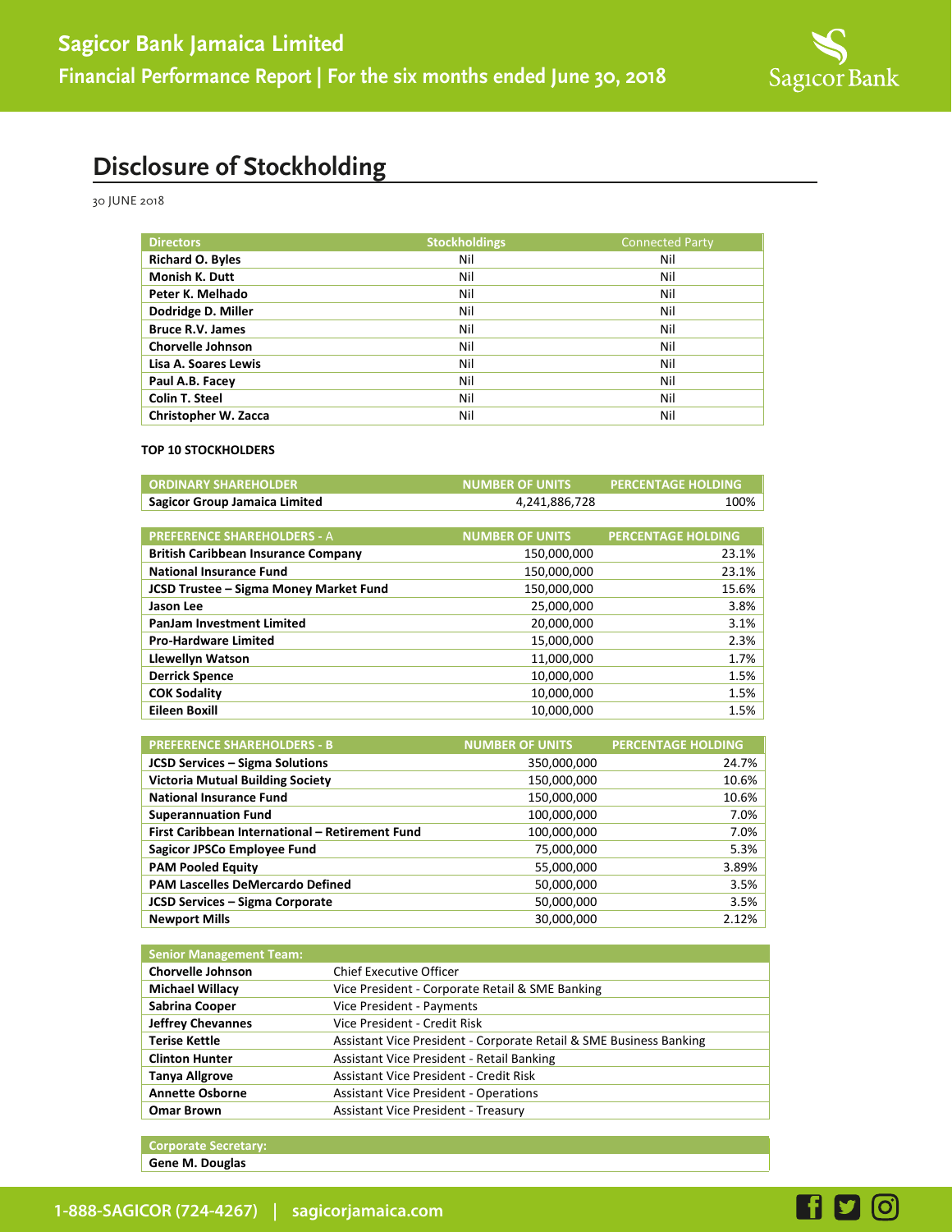# Disclosure of Stockholding

30 JUNE 2018

| Directors | Stockholdings | Connected Party |
|---|---|---|
| **Richard O. Byles** | Nil | Nil |
| **Monish K. Dutt** | Nil | Nil |
| **Peter K. Melhado** | Nil | Nil |
| **Dodridge D. Miller** | Nil | Nil |
| **Bruce R.V. James** | Nil | Nil |
| **Chorvelle Johnson** | Nil | Nil |
| **Lisa A. Soares Lewis** | Nil | Nil |
| **Paul A.B. Facey** | Nil | Nil |
| **Colin T. Steel** | Nil | Nil |
| **Christopher W. Zacca** | Nil | Nil |

**TOP 10 STOCKHOLDERS**

| ORDINARY SHAREHOLDER | NUMBER OF UNITS | PERCENTAGE HOLDING |
|---|---|---|
| **Sagicor Group Jamaica Limited** | 4,241,886,728 | 100% |

| PREFERENCE SHAREHOLDERS - A | NUMBER OF UNITS | PERCENTAGE HOLDING |
|---|---|---|
| **British Caribbean Insurance Company** | 150,000,000 | 23.1% |
| **National Insurance Fund** | 150,000,000 | 23.1% |
| **JCSD Trustee – Sigma Money Market Fund** | 150,000,000 | 15.6% |
| **Jason Lee** | 25,000,000 | 3.8% |
| **PanJam Investment Limited** | 20,000,000 | 3.1% |
| **Pro-Hardware Limited** | 15,000,000 | 2.3% |
| **Llewellyn Watson** | 11,000,000 | 1.7% |
| **Derrick Spence** | 10,000,000 | 1.5% |
| **COK Sodality** | 10,000,000 | 1.5% |
| **Eileen Boxill** | 10,000,000 | 1.5% |

| PREFERENCE SHAREHOLDERS - B | NUMBER OF UNITS | PERCENTAGE HOLDING |
|---|---|---|
| **JCSD Services – Sigma Solutions** | 350,000,000 | 24.7% |
| **Victoria Mutual Building Society** | 150,000,000 | 10.6% |
| **National Insurance Fund** | 150,000,000 | 10.6% |
| **Superannuation Fund** | 100,000,000 | 7.0% |
| **First Caribbean International – Retirement Fund** | 100,000,000 | 7.0% |
| **Sagicor JPSCo Employee Fund** | 75,000,000 | 5.3% |
| **PAM Pooled Equity** | 55,000,000 | 3.89% |
| **PAM Lascelles DeMercardo Defined** | 50,000,000 | 3.5% |
| **JCSD Services – Sigma Corporate** | 50,000,000 | 3.5% |
| **Newport Mills** | 30,000,000 | 2.12% |

| Senior Management Team: | |
|---|---|
| **Chorvelle Johnson** | Chief Executive Officer |
| **Michael Willacy** | Vice President - Corporate Retail & SME Banking |
| **Sabrina Cooper** | Vice President - Payments |
| **Jeffrey Chevannes** | Vice President - Credit Risk |
| **Terise Kettle** | Assistant Vice President - Corporate Retail & SME Business Banking |
| **Clinton Hunter** | Assistant Vice President - Retail Banking |
| **Tanya Allgrove** | Assistant Vice President - Credit Risk |
| **Annette Osborne** | Assistant Vice President - Operations |
| **Omar Brown** | Assistant Vice President - Treasury |

| Corporate Secretary: |
|---|
| **Gene M. Douglas** |